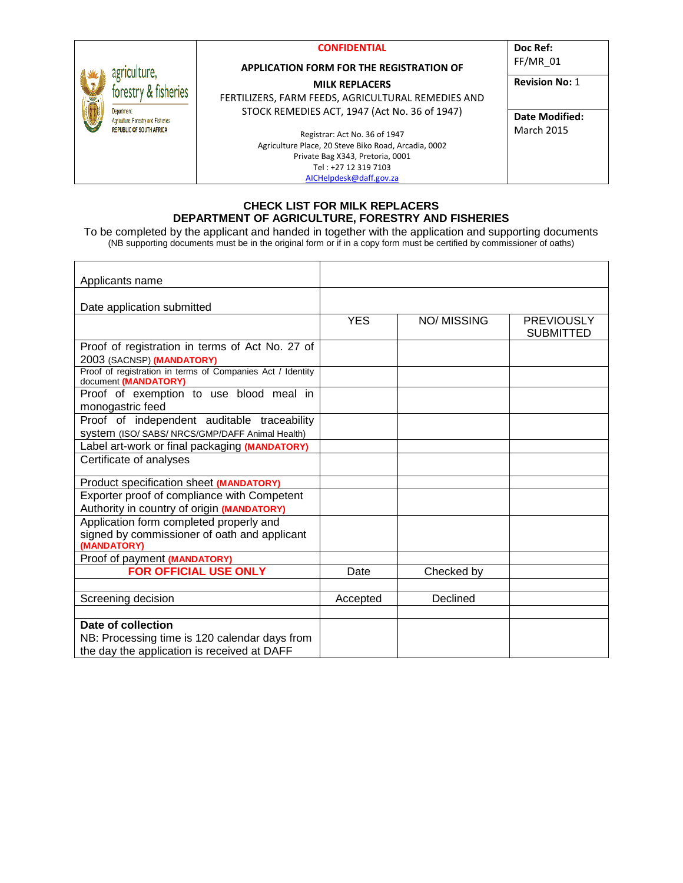| agriculture, forestry & fisheries<br>Department: Agriculture, Forestry and Fisheries<br>REPUBLIC OF SOUTH AFRICA | **CONFIDENTIAL**<br><br>**APPLICATION FORM FOR THE REGISTRATION OF MILK REPLACERS**<br>FERTILIZERS, FARM FEEDS, AGRICULTURAL REMEDIES AND STOCK REMEDIES ACT, 1947 (Act No. 36 of 1947)<br><br>Registrar: Act No. 36 of 1947<br>Agriculture Place, 20 Steve Biko Road, Arcadia, 0002<br>Private Bag X343, Pretoria, 0001<br>Tel : +27 12 319 7103<br>AICHelpdesk@daff.gov.za | **Doc Ref:** FF/MR_01<br><br>**Revision No:** 1<br><br>**Date Modified:** March 2015 |
|---|---|---|

## CHECK LIST FOR MILK REPLACERS
## DEPARTMENT OF AGRICULTURE, FORESTRY AND FISHERIES

To be completed by the applicant and handed in together with the application and supporting documents
(NB supporting documents must be in the original form or if in a copy form must be certified by commissioner of oaths)

| Applicants name | | | |
|---|---|---|---|
| Date application submitted | | | |
| | YES | NO/ MISSING | PREVIOUSLY SUBMITTED |
| Proof of registration in terms of Act No. 27 of 2003 (SACNSP) **(MANDATORY)** | | | |
| Proof of registration in terms of Companies Act / Identity document **(MANDATORY)** | | | |
| Proof of exemption to use blood meal in monogastric feed | | | |
| Proof of independent auditable traceability system (ISO/ SABS/ NRCS/GMP/DAFF Animal Health) | | | |
| Label art-work or final packaging **(MANDATORY)** | | | |
| Certificate of analyses | | | |
| Product specification sheet **(MANDATORY)** | | | |
| Exporter proof of compliance with Competent Authority in country of origin **(MANDATORY)** | | | |
| Application form completed properly and signed by commissioner of oath and applicant **(MANDATORY)** | | | |
| Proof of payment **(MANDATORY)** | | | |
| **FOR OFFICIAL USE ONLY** | Date | Checked by | |
| | | | |
| Screening decision | Accepted | Declined | |
| | | | |
| **Date of collection**<br>NB: Processing time is 120 calendar days from the day the application is received at DAFF | | | |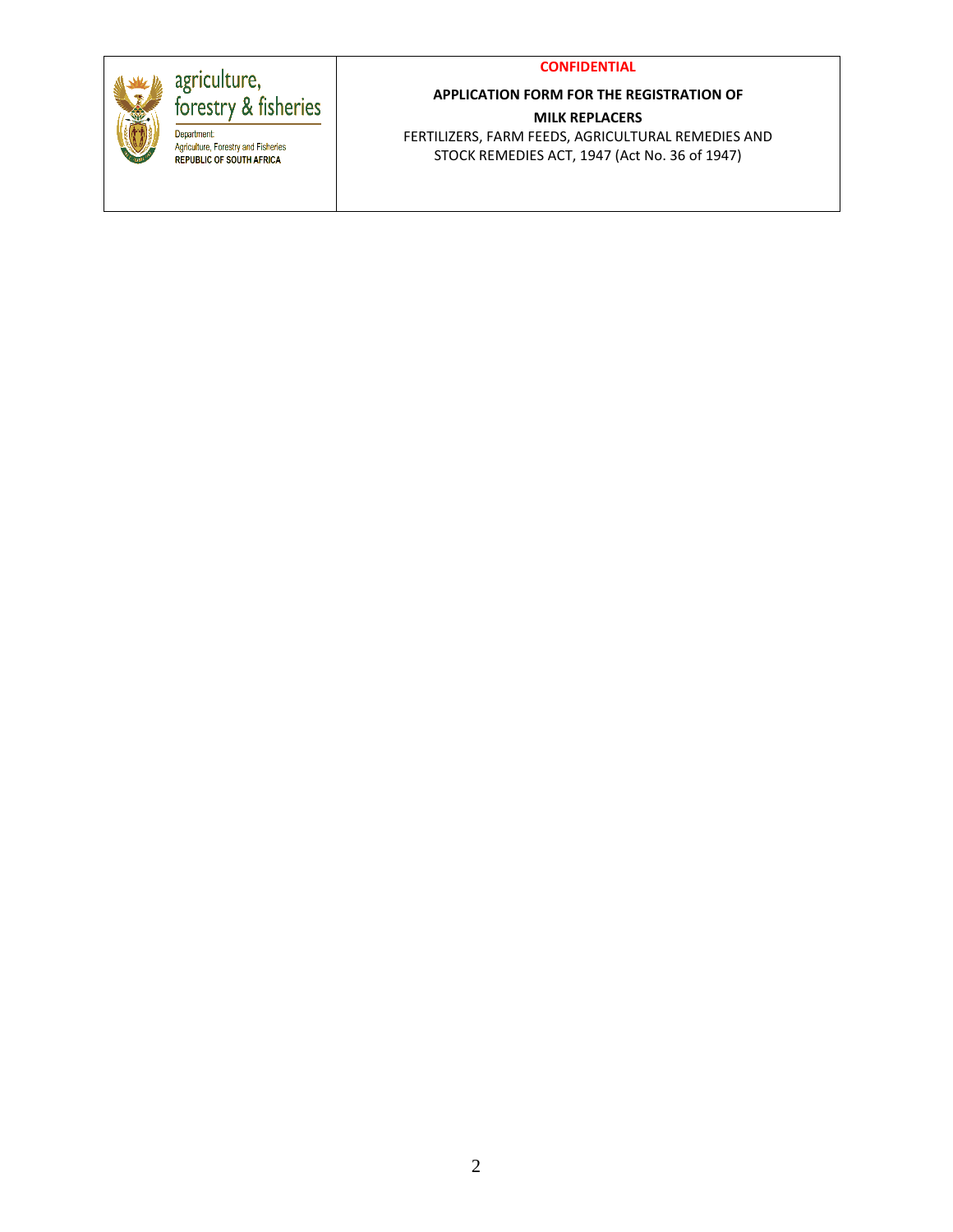| agriculture, forestry & fisheries<br>Department:<br>Agriculture, Forestry and Fisheries<br>REPUBLIC OF SOUTH AFRICA | **CONFIDENTIAL**<br><br>**APPLICATION FORM FOR THE REGISTRATION OF**<br>**MILK REPLACERS**<br>FERTILIZERS, FARM FEEDS, AGRICULTURAL REMEDIES AND STOCK REMEDIES ACT, 1947 (Act No. 36 of 1947) |
|---|---|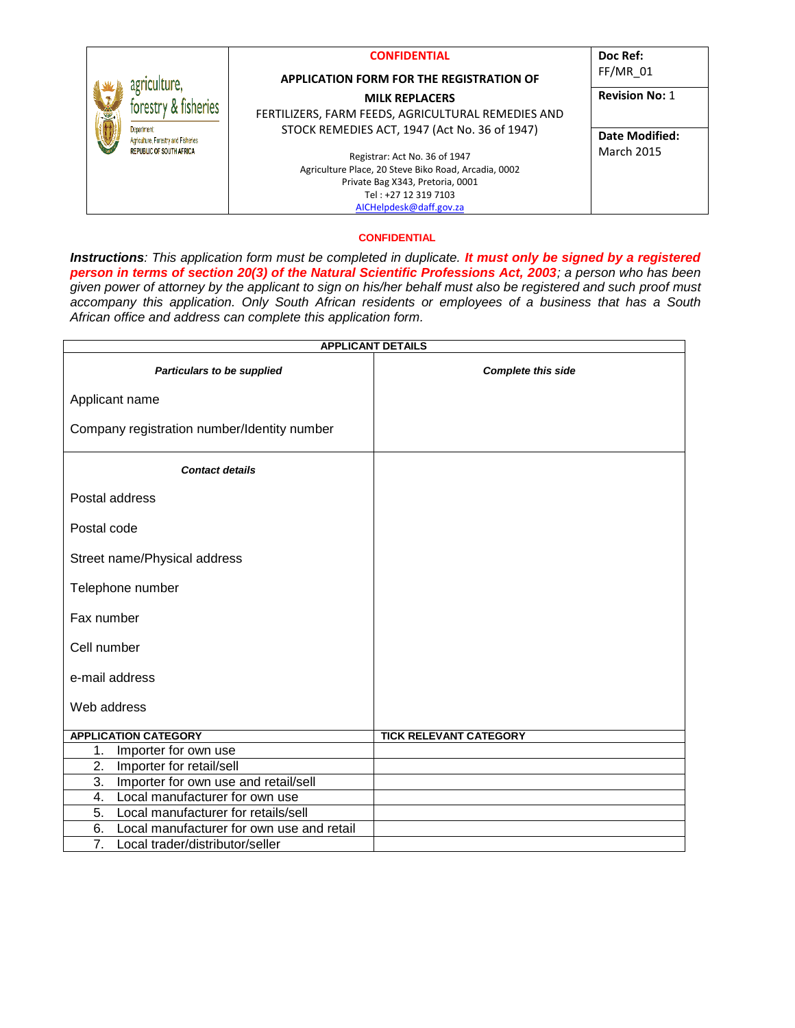| agriculture, forestry & fisheries<br>Department: Agriculture, Forestry and Fisheries<br>REPUBLIC OF SOUTH AFRICA | **CONFIDENTIAL**<br><br>**APPLICATION FORM FOR THE REGISTRATION OF MILK REPLACERS**<br>FERTILIZERS, FARM FEEDS, AGRICULTURAL REMEDIES AND STOCK REMEDIES ACT, 1947 (Act No. 36 of 1947)<br><br>Registrar: Act No. 36 of 1947<br>Agriculture Place, 20 Steve Biko Road, Arcadia, 0002<br>Private Bag X343, Pretoria, 0001<br>Tel : +27 12 319 7103<br>AICHelpdesk@daff.gov.za | **Doc Ref:** FF/MR_01<br><br>**Revision No:** 1<br><br>**Date Modified:** March 2015 |
|---|---|---|

**CONFIDENTIAL**

***Instructions****: This application form must be completed in duplicate.* ***It must only be signed by a registered person in terms of section 20(3) of the Natural Scientific Professions Act, 2003****; a person who has been given power of attorney by the applicant to sign on his/her behalf must also be registered and such proof must accompany this application. Only South African residents or employees of a business that has a South African office and address can complete this application form.*

| **APPLICANT DETAILS** | |
|---|---|
| ***Particulars to be supplied*** | ***Complete this side*** |
| Applicant name | |
| Company registration number/Identity number | |
| ***Contact details*** | |
| Postal address | |
| Postal code | |
| Street name/Physical address | |
| Telephone number | |
| Fax number | |
| Cell number | |
| e-mail address | |
| Web address | |
| **APPLICATION CATEGORY** | **TICK RELEVANT CATEGORY** |
| 1. Importer for own use | |
| 2. Importer for retail/sell | |
| 3. Importer for own use and retail/sell | |
| 4. Local manufacturer for own use | |
| 5. Local manufacturer for retails/sell | |
| 6. Local manufacturer for own use and retail | |
| 7. Local trader/distributor/seller | |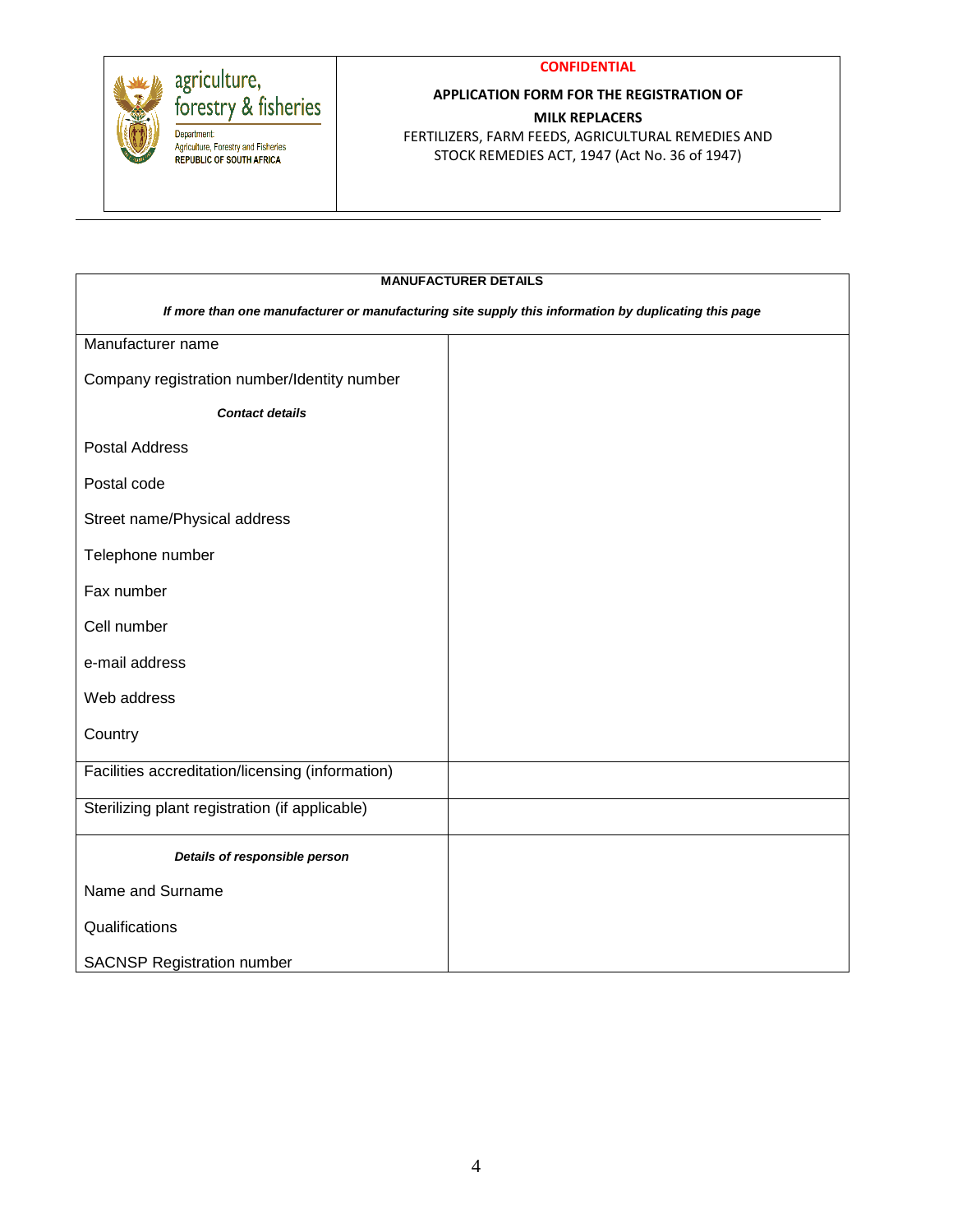agriculture, forestry & fisheries

Department: Agriculture, Forestry and Fisheries
REPUBLIC OF SOUTH AFRICA

**CONFIDENTIAL**

**APPLICATION FORM FOR THE REGISTRATION OF MILK REPLACERS**

FERTILIZERS, FARM FEEDS, AGRICULTURAL REMEDIES AND STOCK REMEDIES ACT, 1947 (Act No. 36 of 1947)

---

| **MANUFACTURER DETAILS** | |
|---|---|
| ***If more than one manufacturer or manufacturing site supply this information by duplicating this page*** | |
| Manufacturer name | |
| Company registration number/Identity number | |
| ***Contact details*** | |
| Postal Address | |
| Postal code | |
| Street name/Physical address | |
| Telephone number | |
| Fax number | |
| Cell number | |
| e-mail address | |
| Web address | |
| Country | |
| Facilities accreditation/licensing (information) | |
| Sterilizing plant registration (if applicable) | |
| ***Details of responsible person*** | |
| Name and Surname | |
| Qualifications | |
| SACNSP Registration number | |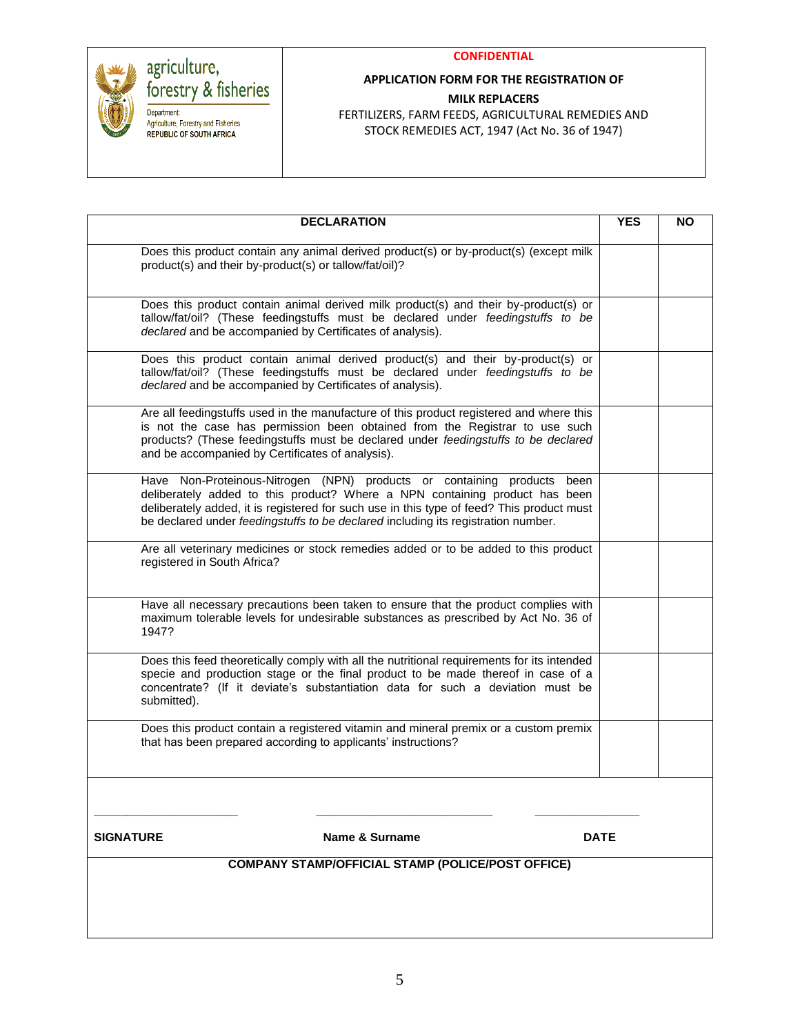agriculture, forestry & fisheries

Department: Agriculture, Forestry and Fisheries
REPUBLIC OF SOUTH AFRICA

**CONFIDENTIAL**

**APPLICATION FORM FOR THE REGISTRATION OF**

**MILK REPLACERS**

FERTILIZERS, FARM FEEDS, AGRICULTURAL REMEDIES AND STOCK REMEDIES ACT, 1947 (Act No. 36 of 1947)

| **DECLARATION** | **YES** | **NO** |
|---|---|---|
| Does this product contain any animal derived product(s) or by-product(s) (except milk product(s) and their by-product(s) or tallow/fat/oil)? | | |
| Does this product contain animal derived milk product(s) and their by-product(s) or tallow/fat/oil? (These feedingstuffs must be declared under *feedingstuffs to be declared* and be accompanied by Certificates of analysis). | | |
| Does this product contain animal derived product(s) and their by-product(s) or tallow/fat/oil? (These feedingstuffs must be declared under *feedingstuffs to be declared* and be accompanied by Certificates of analysis). | | |
| Are all feedingstuffs used in the manufacture of this product registered and where this is not the case has permission been obtained from the Registrar to use such products? (These feedingstuffs must be declared under *feedingstuffs to be declared* and be accompanied by Certificates of analysis). | | |
| Have Non-Proteinous-Nitrogen (NPN) products or containing products been deliberately added to this product? Where a NPN containing product has been deliberately added, it is registered for such use in this type of feed? This product must be declared under *feedingstuffs to be declared* including its registration number. | | |
| Are all veterinary medicines or stock remedies added or to be added to this product registered in South Africa? | | |
| Have all necessary precautions been taken to ensure that the product complies with maximum tolerable levels for undesirable substances as prescribed by Act No. 36 of 1947? | | |
| Does this feed theoretically comply with all the nutritional requirements for its intended specie and production stage or the final product to be made thereof in case of a concentrate? (If it deviate's substantiation data for such a deviation must be submitted). | | |
| Does this product contain a registered vitamin and mineral premix or a custom premix that has been prepared according to applicants' instructions? | | |

______________________ ______________________ ______________________

**SIGNATURE** **Name & Surname** **DATE**

**COMPANY STAMP/OFFICIAL STAMP (POLICE/POST OFFICE)**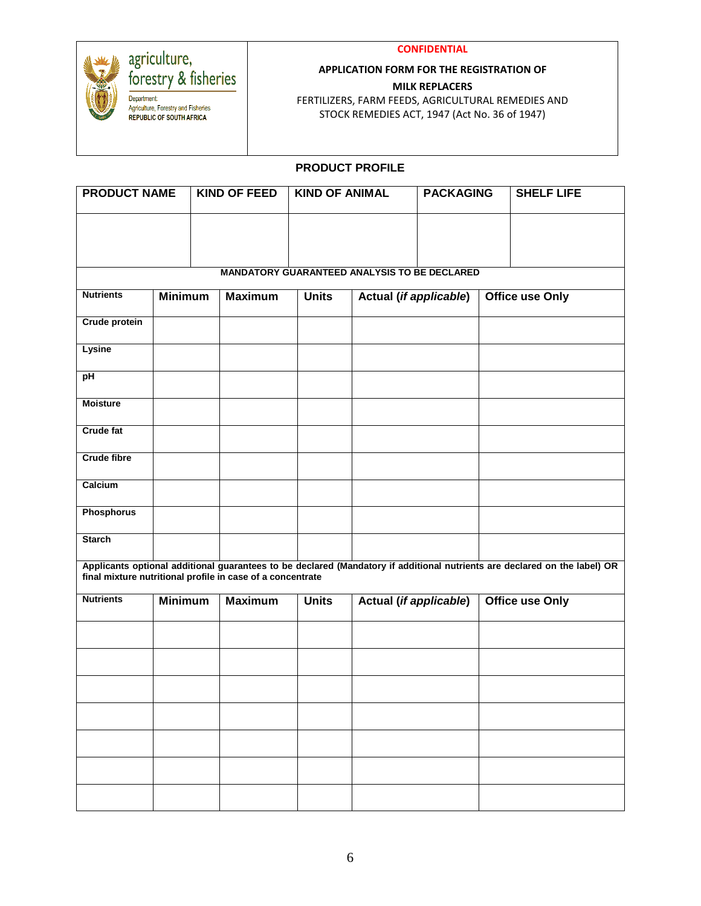agriculture, forestry & fisheries

Department: Agriculture, Forestry and Fisheries
REPUBLIC OF SOUTH AFRICA

**CONFIDENTIAL**

**APPLICATION FORM FOR THE REGISTRATION OF**

**MILK REPLACERS**

FERTILIZERS, FARM FEEDS, AGRICULTURAL REMEDIES AND STOCK REMEDIES ACT, 1947 (Act No. 36 of 1947)

## PRODUCT PROFILE

| PRODUCT NAME | KIND OF FEED | KIND OF ANIMAL | PACKAGING | SHELF LIFE |
|---|---|---|---|---|
| | | | | |

**MANDATORY GUARANTEED ANALYSIS TO BE DECLARED**

| Nutrients | Minimum | Maximum | Units | Actual (*if applicable*) | Office use Only |
|---|---|---|---|---|---|
| Crude protein | | | | | |
| Lysine | | | | | |
| pH | | | | | |
| Moisture | | | | | |
| Crude fat | | | | | |
| Crude fibre | | | | | |
| Calcium | | | | | |
| Phosphorus | | | | | |
| Starch | | | | | |

**Applicants optional additional guarantees to be declared (Mandatory if additional nutrients are declared on the label) OR final mixture nutritional profile in case of a concentrate**

| Nutrients | Minimum | Maximum | Units | Actual (*if applicable*) | Office use Only |
|---|---|---|---|---|---|
| | | | | | |
| | | | | | |
| | | | | | |
| | | | | | |
| | | | | | |
| | | | | | |
| | | | | | |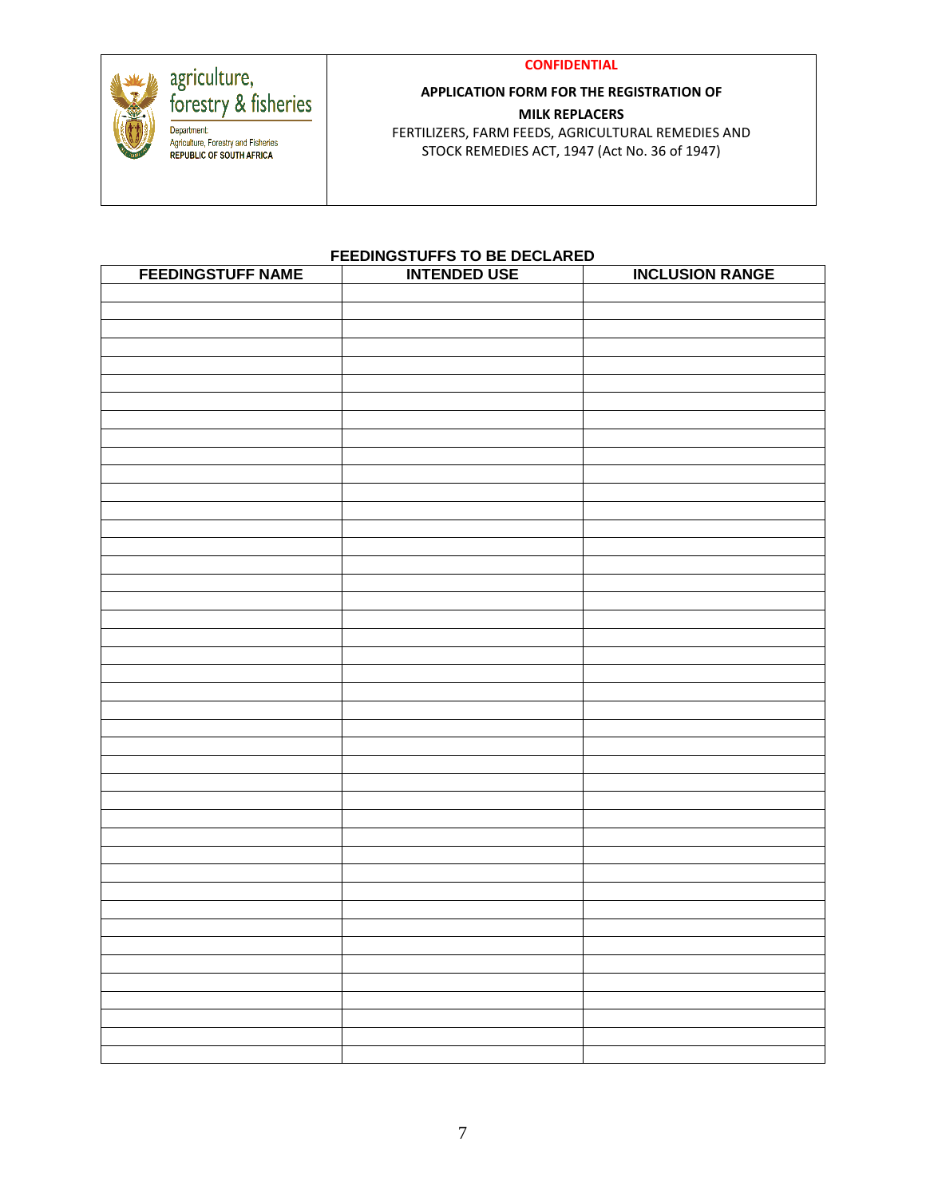agriculture, forestry & fisheries

Department: Agriculture, Forestry and Fisheries
REPUBLIC OF SOUTH AFRICA

**CONFIDENTIAL**

**APPLICATION FORM FOR THE REGISTRATION OF**

**MILK REPLACERS**

FERTILIZERS, FARM FEEDS, AGRICULTURAL REMEDIES AND STOCK REMEDIES ACT, 1947 (Act No. 36 of 1947)

**FEEDINGSTUFFS TO BE DECLARED**

| FEEDINGSTUFF NAME | INTENDED USE | INCLUSION RANGE |
|---|---|---|
| | | |
| | | |
| | | |
| | | |
| | | |
| | | |
| | | |
| | | |
| | | |
| | | |
| | | |
| | | |
| | | |
| | | |
| | | |
| | | |
| | | |
| | | |
| | | |
| | | |
| | | |
| | | |
| | | |
| | | |
| | | |
| | | |
| | | |
| | | |
| | | |
| | | |
| | | |
| | | |
| | | |
| | | |
| | | |
| | | |
| | | |
| | | |
| | | |
| | | |
| | | |
| | | |
| | | |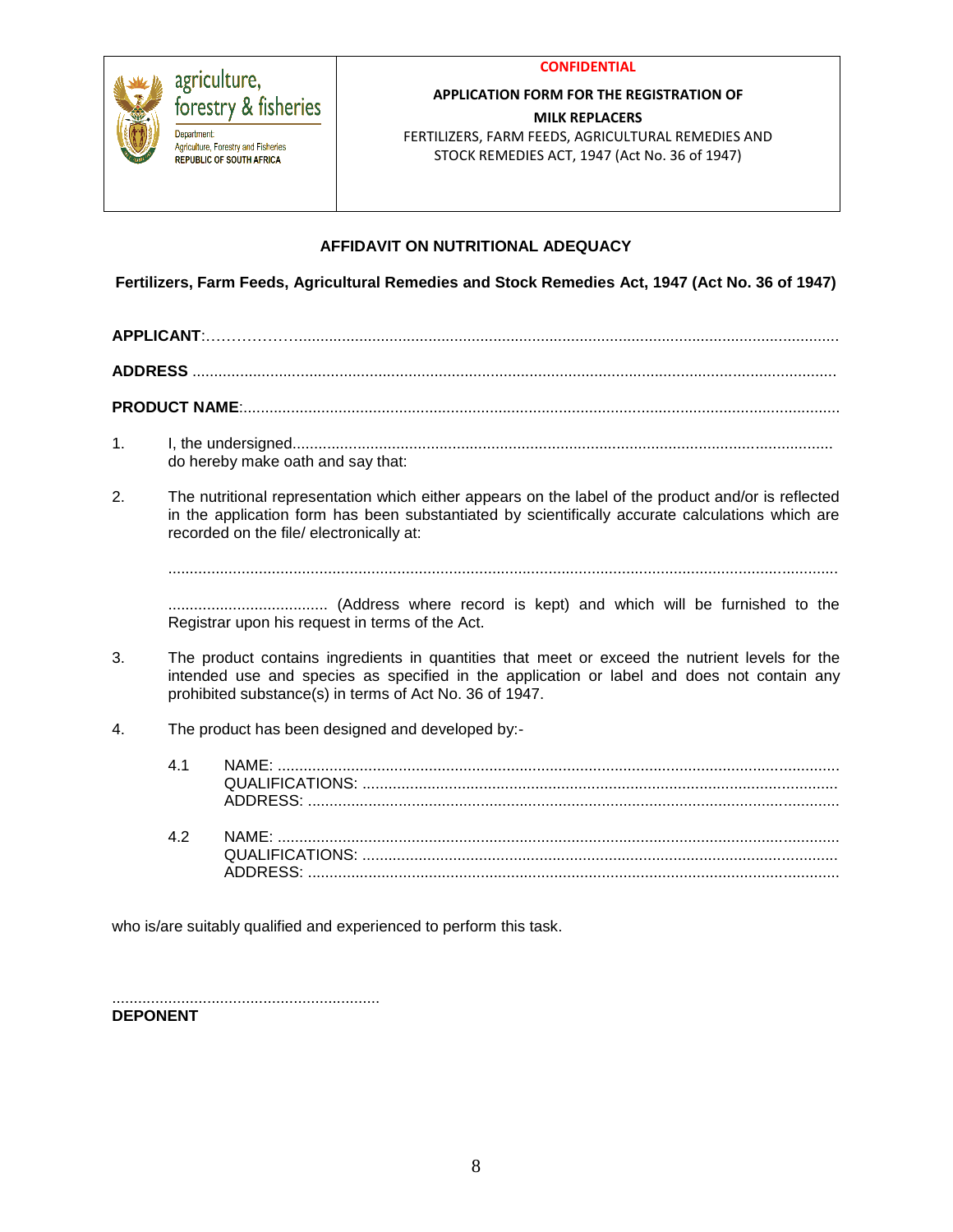| agriculture, forestry & fisheries<br>Department: Agriculture, Forestry and Fisheries<br>REPUBLIC OF SOUTH AFRICA | **CONFIDENTIAL**<br>**APPLICATION FORM FOR THE REGISTRATION OF MILK REPLACERS**<br>FERTILIZERS, FARM FEEDS, AGRICULTURAL REMEDIES AND STOCK REMEDIES ACT, 1947 (Act No. 36 of 1947) |
|---|---|

## AFFIDAVIT ON NUTRITIONAL ADEQUACY

**Fertilizers, Farm Feeds, Agricultural Remedies and Stock Remedies Act, 1947 (Act No. 36 of 1947)**

**APPLICANT**:……………..........................................................................................................................

**ADDRESS** ..................................................................................................................................................

**PRODUCT NAME**:.......................................................................................................................................

1. I, the undersigned.............................................................................................................................
   do hereby make oath and say that:

2. The nutritional representation which either appears on the label of the product and/or is reflected in the application form has been substantiated by scientifically accurate calculations which are recorded on the file/ electronically at:

   ..........................................................................................................................................................

   ..................................... (Address where record is kept) and which will be furnished to the Registrar upon his request in terms of the Act.

3. The product contains ingredients in quantities that meet or exceed the nutrient levels for the intended use and species as specified in the application or label and does not contain any prohibited substance(s) in terms of Act No. 36 of 1947.

4. The product has been designed and developed by:-

   4.1 NAME: .................................................................................................................................
   QUALIFICATIONS: ............................................................................................................
   ADDRESS: ..........................................................................................................................

   4.2 NAME: .................................................................................................................................
   QUALIFICATIONS: ............................................................................................................
   ADDRESS: ..........................................................................................................................

who is/are suitably qualified and experienced to perform this task.

..............................................................
**DEPONENT**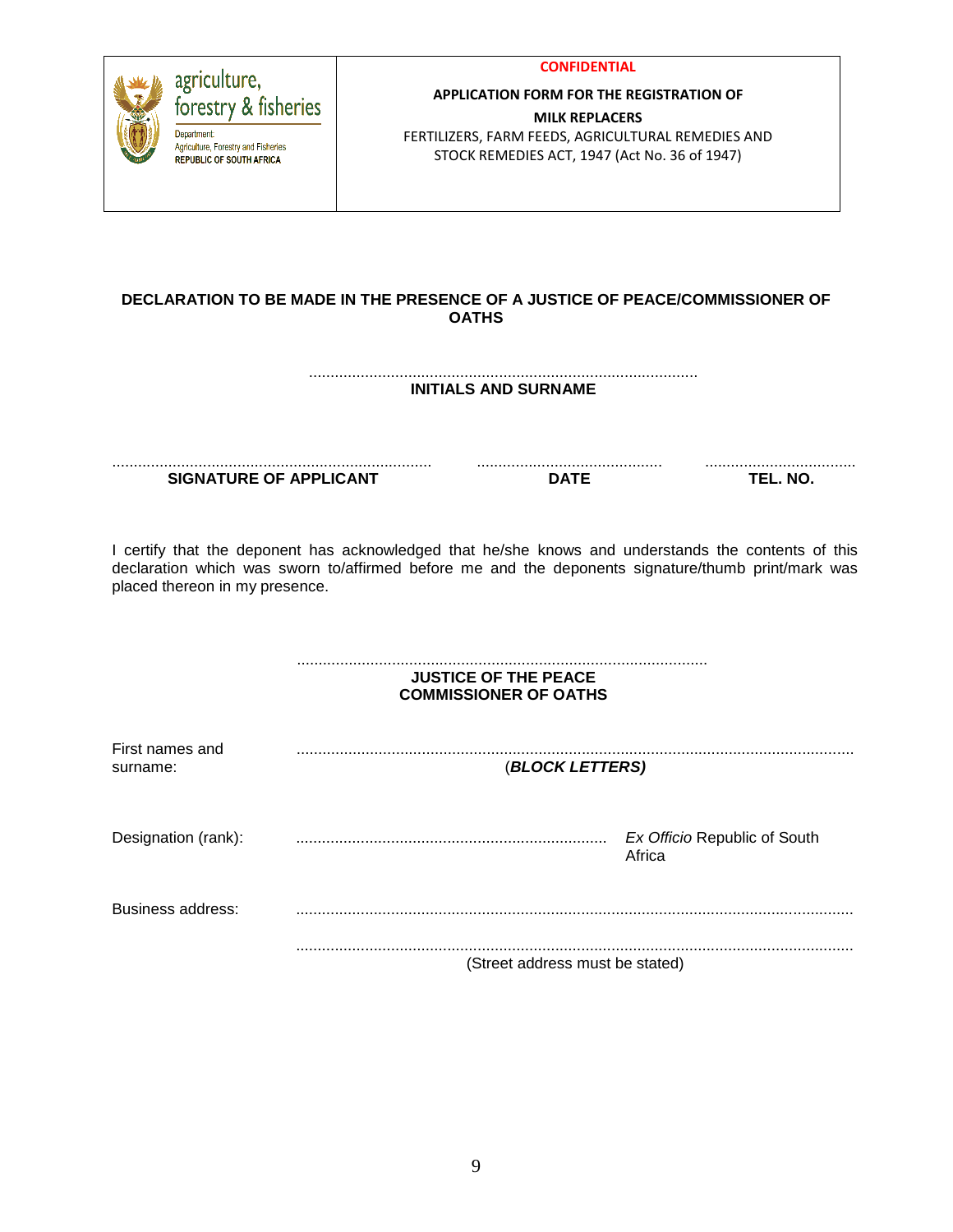| agriculture, forestry & fisheries<br>Department: Agriculture, Forestry and Fisheries<br>REPUBLIC OF SOUTH AFRICA | **CONFIDENTIAL**<br>**APPLICATION FORM FOR THE REGISTRATION OF MILK REPLACERS**<br>FERTILIZERS, FARM FEEDS, AGRICULTURAL REMEDIES AND STOCK REMEDIES ACT, 1947 (Act No. 36 of 1947) |
|---|---|

**DECLARATION TO BE MADE IN THE PRESENCE OF A JUSTICE OF PEACE/COMMISSIONER OF OATHS**

.........................................................................................
**INITIALS AND SURNAME**

| .......................................................................... | ........................................... | ................................... |
|---|---|---|
| **SIGNATURE OF APPLICANT** | **DATE** | **TEL. NO.** |

I certify that the deponent has acknowledged that he/she knows and understands the contents of this declaration which was sworn to/affirmed before me and the deponents signature/thumb print/mark was placed thereon in my presence.

..............................................................................................
**JUSTICE OF THE PEACE**
**COMMISSIONER OF OATHS**

| | | |
|---|---|---|
| First names and surname: | ................................................................................................................................<br>(***BLOCK LETTERS)*** | |
| Designation (rank): | ....................................................................... | *Ex Officio* Republic of South Africa |
| Business address: | ................................................................................................................................<br>................................................................................................................................<br>(Street address must be stated) | |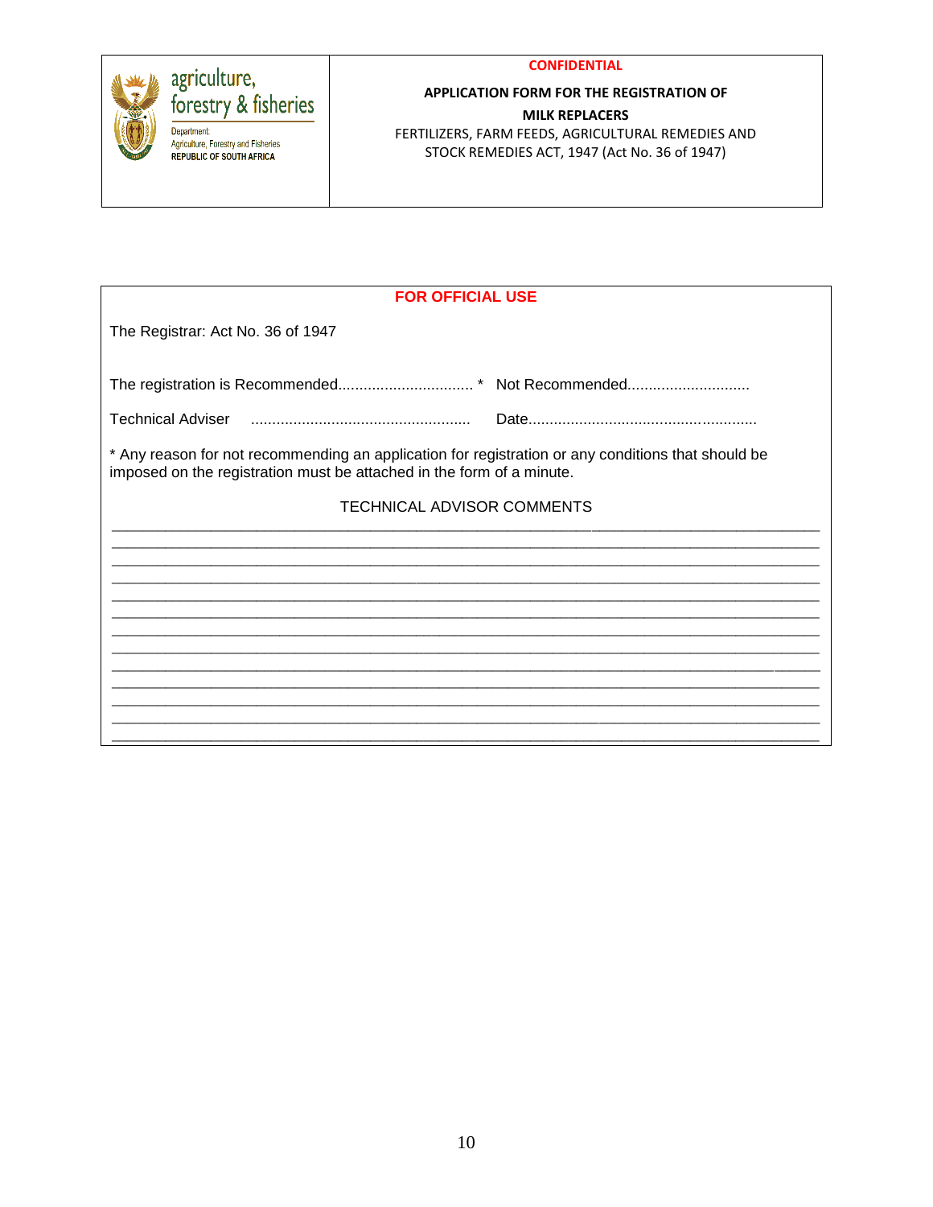agriculture, forestry & fisheries

Department: Agriculture, Forestry and Fisheries
REPUBLIC OF SOUTH AFRICA

**CONFIDENTIAL**

**APPLICATION FORM FOR THE REGISTRATION OF MILK REPLACERS**

FERTILIZERS, FARM FEEDS, AGRICULTURAL REMEDIES AND STOCK REMEDIES ACT, 1947 (Act No. 36 of 1947)

## FOR OFFICIAL USE

The Registrar: Act No. 36 of 1947

The registration is Recommended................................ * Not Recommended............................

Technical Adviser ................................................... Date.....................................................

* Any reason for not recommending an application for registration or any conditions that should be imposed on the registration must be attached in the form of a minute.

TECHNICAL ADVISOR COMMENTS

___________________________________________________________________________

___________________________________________________________________________

___________________________________________________________________________

___________________________________________________________________________

___________________________________________________________________________

___________________________________________________________________________

___________________________________________________________________________

___________________________________________________________________________

___________________________________________________________________________

___________________________________________________________________________

___________________________________________________________________________

___________________________________________________________________________

___________________________________________________________________________